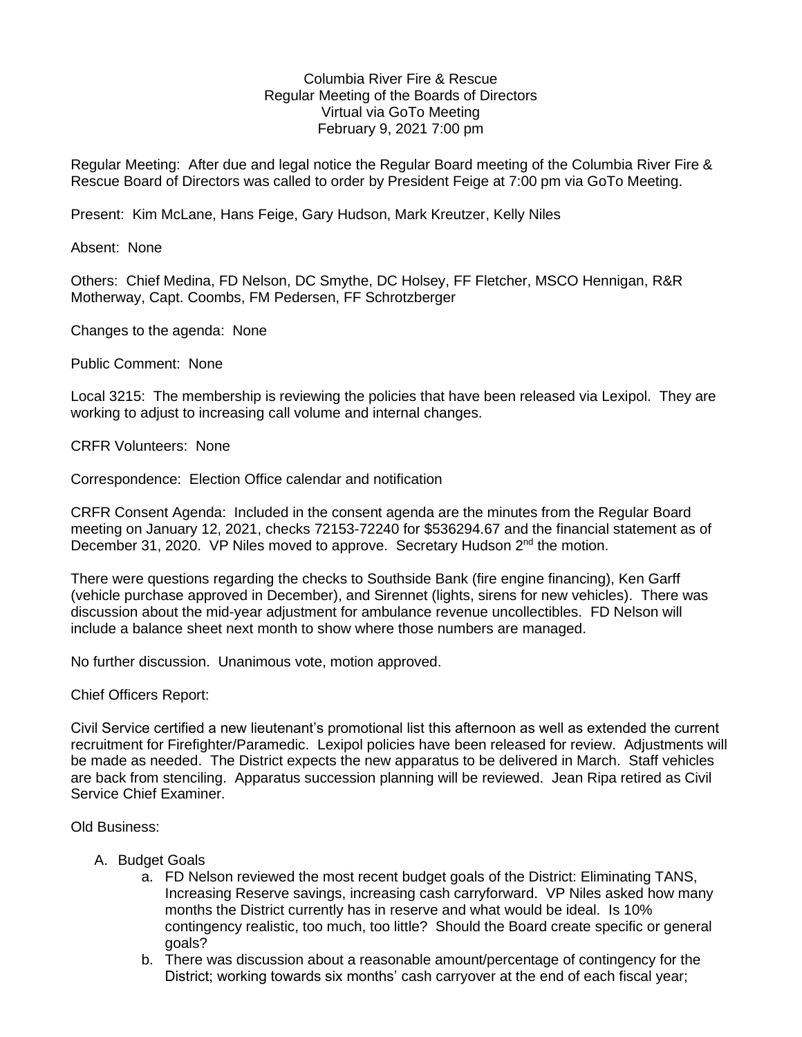Columbia River Fire & Rescue
Regular Meeting of the Boards of Directors
Virtual via GoTo Meeting
February 9, 2021 7:00 pm

Regular Meeting: After due and legal notice the Regular Board meeting of the Columbia River Fire & Rescue Board of Directors was called to order by President Feige at 7:00 pm via GoTo Meeting.

Present: Kim McLane, Hans Feige, Gary Hudson, Mark Kreutzer, Kelly Niles

Absent: None

Others: Chief Medina, FD Nelson, DC Smythe, DC Holsey, FF Fletcher, MSCO Hennigan, R&R Motherway, Capt. Coombs, FM Pedersen, FF Schrotzberger

Changes to the agenda: None

Public Comment: None

Local 3215: The membership is reviewing the policies that have been released via Lexipol. They are working to adjust to increasing call volume and internal changes.

CRFR Volunteers: None

Correspondence: Election Office calendar and notification

CRFR Consent Agenda: Included in the consent agenda are the minutes from the Regular Board meeting on January 12, 2021, checks 72153-72240 for $536294.67 and the financial statement as of December 31, 2020. VP Niles moved to approve. Secretary Hudson 2nd the motion.

There were questions regarding the checks to Southside Bank (fire engine financing), Ken Garff (vehicle purchase approved in December), and Sirennet (lights, sirens for new vehicles). There was discussion about the mid-year adjustment for ambulance revenue uncollectibles. FD Nelson will include a balance sheet next month to show where those numbers are managed.

No further discussion. Unanimous vote, motion approved.

Chief Officers Report:

Civil Service certified a new lieutenant's promotional list this afternoon as well as extended the current recruitment for Firefighter/Paramedic. Lexipol policies have been released for review. Adjustments will be made as needed. The District expects the new apparatus to be delivered in March. Staff vehicles are back from stenciling. Apparatus succession planning will be reviewed. Jean Ripa retired as Civil Service Chief Examiner.

Old Business:

A. Budget Goals
   a. FD Nelson reviewed the most recent budget goals of the District: Eliminating TANS, Increasing Reserve savings, increasing cash carryforward. VP Niles asked how many months the District currently has in reserve and what would be ideal. Is 10% contingency realistic, too much, too little? Should the Board create specific or general goals?
   b. There was discussion about a reasonable amount/percentage of contingency for the District; working towards six months' cash carryover at the end of each fiscal year;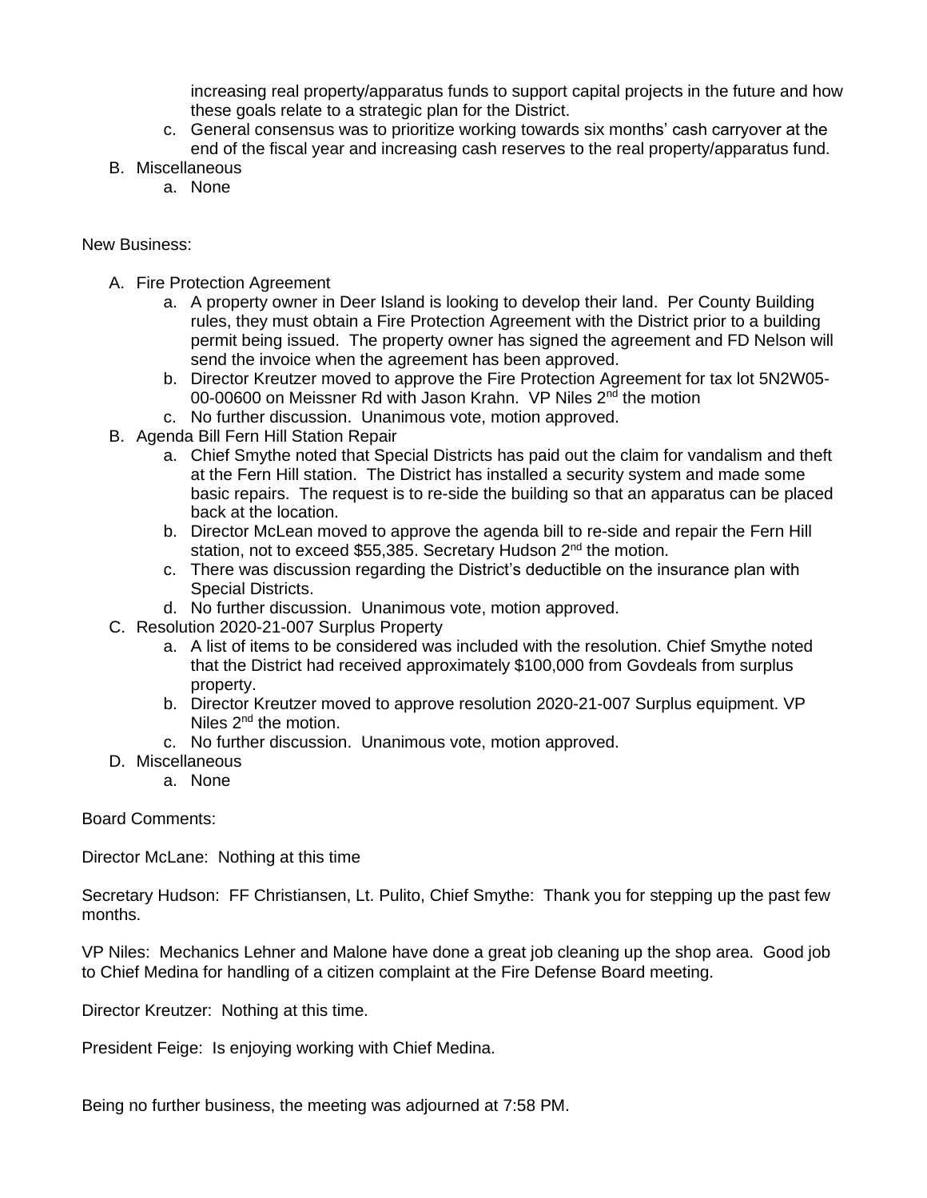increasing real property/apparatus funds to support capital projects in the future and how these goals relate to a strategic plan for the District.

   c. General consensus was to prioritize working towards six months' cash carryover at the end of the fiscal year and increasing cash reserves to the real property/apparatus fund.

B. Miscellaneous
   a. None

New Business:

A. Fire Protection Agreement
   a. A property owner in Deer Island is looking to develop their land. Per County Building rules, they must obtain a Fire Protection Agreement with the District prior to a building permit being issued. The property owner has signed the agreement and FD Nelson will send the invoice when the agreement has been approved.
   b. Director Kreutzer moved to approve the Fire Protection Agreement for tax lot 5N2W05-00-00600 on Meissner Rd with Jason Krahn. VP Niles 2nd the motion
   c. No further discussion. Unanimous vote, motion approved.

B. Agenda Bill Fern Hill Station Repair
   a. Chief Smythe noted that Special Districts has paid out the claim for vandalism and theft at the Fern Hill station. The District has installed a security system and made some basic repairs. The request is to re-side the building so that an apparatus can be placed back at the location.
   b. Director McLean moved to approve the agenda bill to re-side and repair the Fern Hill station, not to exceed $55,385. Secretary Hudson 2nd the motion.
   c. There was discussion regarding the District's deductible on the insurance plan with Special Districts.
   d. No further discussion. Unanimous vote, motion approved.

C. Resolution 2020-21-007 Surplus Property
   a. A list of items to be considered was included with the resolution. Chief Smythe noted that the District had received approximately $100,000 from Govdeals from surplus property.
   b. Director Kreutzer moved to approve resolution 2020-21-007 Surplus equipment. VP Niles 2nd the motion.
   c. No further discussion. Unanimous vote, motion approved.

D. Miscellaneous
   a. None

Board Comments:

Director McLane: Nothing at this time

Secretary Hudson: FF Christiansen, Lt. Pulito, Chief Smythe: Thank you for stepping up the past few months.

VP Niles: Mechanics Lehner and Malone have done a great job cleaning up the shop area. Good job to Chief Medina for handling of a citizen complaint at the Fire Defense Board meeting.

Director Kreutzer: Nothing at this time.

President Feige: Is enjoying working with Chief Medina.

Being no further business, the meeting was adjourned at 7:58 PM.